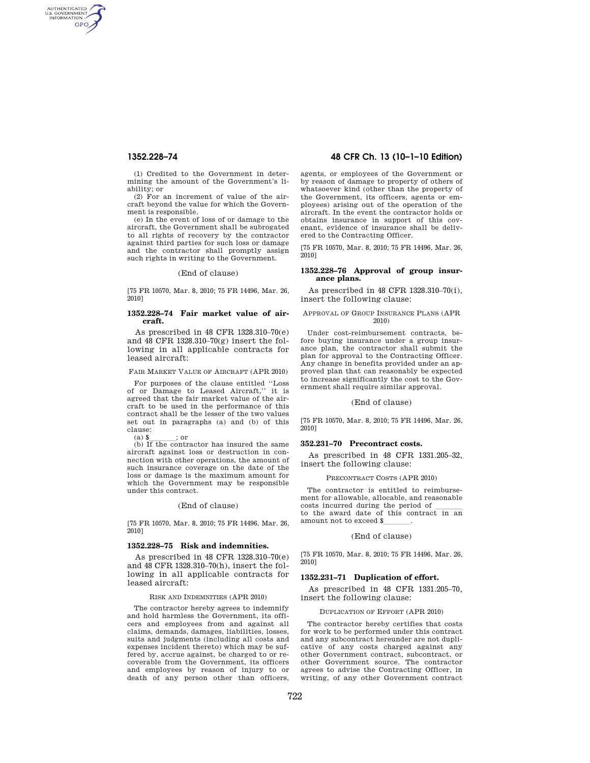(1) Credited to the Government in determining the amount of the Government's liability; or

(2) For an increment of value of the aircraft beyond the value for which the Government is responsible.

(e) In the event of loss of or damage to the aircraft, the Government shall be subrogated to all rights of recovery by the contractor against third parties for such loss or damage and the contractor shall promptly assign such rights in writing to the Government.

(End of clause)

[75 FR 10570, Mar. 8, 2010; 75 FR 14496, Mar. 26, 2010]

### 1352.228–74 Fair market value of aircraft.

As prescribed in 48 CFR 1328.310–70(e) and 48 CFR 1328.310–70(g) insert the following in all applicable contracts for leased aircraft:

FAIR MARKET VALUE OF AIRCRAFT (APR 2010)

For purposes of the clause entitled ''Loss of or Damage to Leased Aircraft,'' it is agreed that the fair market value of the aircraft to be used in the performance of this contract shall be the lesser of the two values set out in paragraphs (a) and (b) of this clause:

(a) $_______; or

(b) If the contractor has insured the same aircraft against loss or destruction in connection with other operations, the amount of such insurance coverage on the date of the loss or damage is the maximum amount for which the Government may be responsible under this contract.

(End of clause)

[75 FR 10570, Mar. 8, 2010; 75 FR 14496, Mar. 26, 2010]

### 1352.228–75 Risk and indemnities.

As prescribed in 48 CFR 1328.310–70(e) and 48 CFR 1328.310–70(h), insert the following in all applicable contracts for leased aircraft:

RISK AND INDEMNITIES (APR 2010)

The contractor hereby agrees to indemnify and hold harmless the Government, its officers and employees from and against all claims, demands, damages, liabilities, losses, suits and judgments (including all costs and expenses incident thereto) which may be suffered by, accrue against, be charged to or recoverable from the Government, its officers and employees by reason of injury to or death of any person other than officers, agents, or employees of the Government or by reason of damage to property of others of whatsoever kind (other than the property of the Government, its officers, agents or employees) arising out of the operation of the aircraft. In the event the contractor holds or obtains insurance in support of this covenant, evidence of insurance shall be delivered to the Contracting Officer.

[75 FR 10570, Mar. 8, 2010; 75 FR 14496, Mar. 26, 2010]

### 1352.228–76 Approval of group insurance plans.

As prescribed in 48 CFR 1328.310–70(i), insert the following clause:

APPROVAL OF GROUP INSURANCE PLANS (APR 2010)

Under cost-reimbursement contracts, before buying insurance under a group insurance plan, the contractor shall submit the plan for approval to the Contracting Officer. Any change in benefits provided under an approved plan that can reasonably be expected to increase significantly the cost to the Government shall require similar approval.

(End of clause)

[75 FR 10570, Mar. 8, 2010; 75 FR 14496, Mar. 26, 2010]

### 352.231–70 Precontract costs.

As prescribed in 48 CFR 1331.205–32, insert the following clause:

PRECONTRACT COSTS (APR 2010)

The contractor is entitled to reimbursement for allowable, allocable, and reasonable costs incurred during the period of _______ to the award date of this contract in an amount not to exceed $_______.

(End of clause)

[75 FR 10570, Mar. 8, 2010; 75 FR 14496, Mar. 26, 2010]

### 1352.231–71 Duplication of effort.

As prescribed in 48 CFR 1331.205–70, insert the following clause:

DUPLICATION OF EFFORT (APR 2010)

The contractor hereby certifies that costs for work to be performed under this contract and any subcontract hereunder are not duplicative of any costs charged against any other Government contract, subcontract, or other Government source. The contractor agrees to advise the Contracting Officer, in writing, of any other Government contract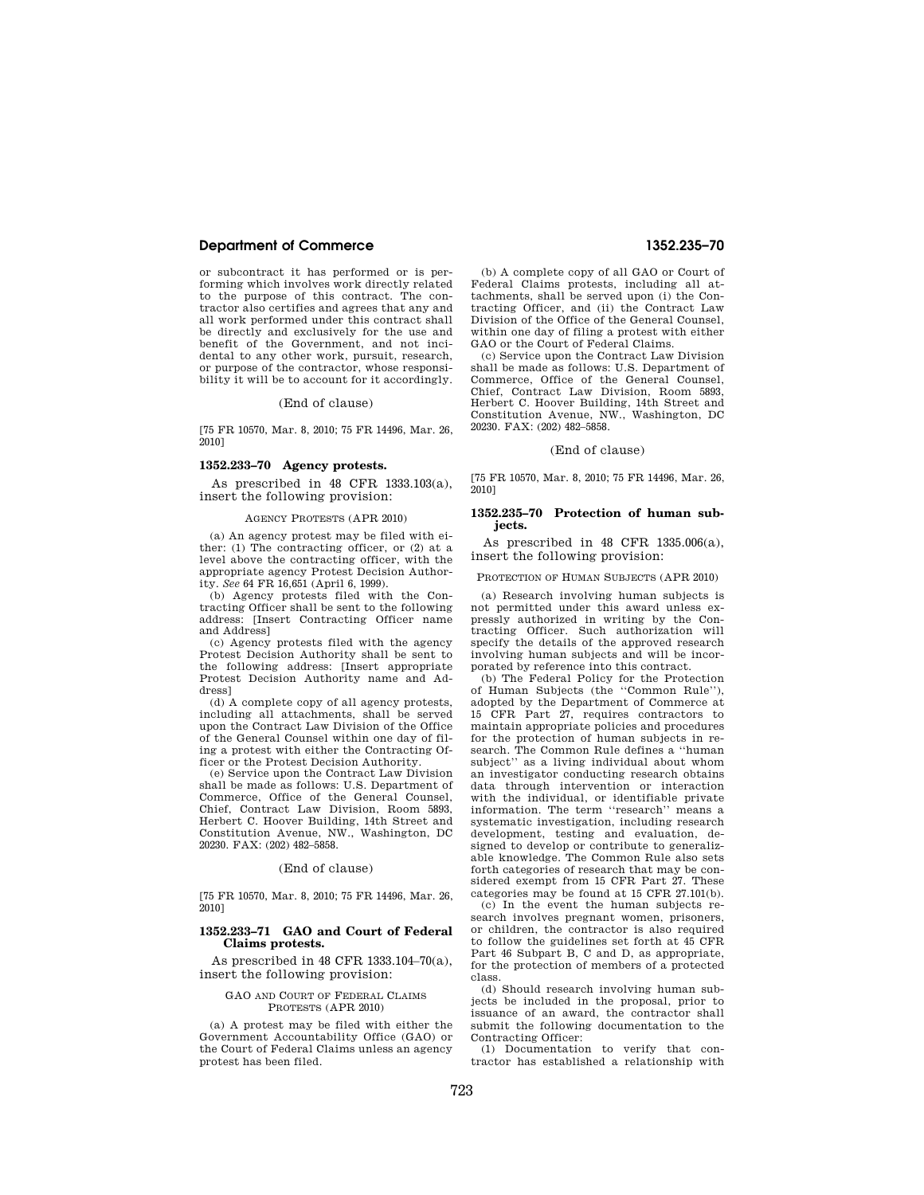or subcontract it has performed or is performing which involves work directly related to the purpose of this contract. The contractor also certifies and agrees that any and all work performed under this contract shall be directly and exclusively for the use and benefit of the Government, and not incidental to any other work, pursuit, research, or purpose of the contractor, whose responsibility it will be to account for it accordingly.

(End of clause)

[75 FR 10570, Mar. 8, 2010; 75 FR 14496, Mar. 26, 2010]

### 1352.233–70 Agency protests.

As prescribed in 48 CFR 1333.103(a), insert the following provision:

AGENCY PROTESTS (APR 2010)

(a) An agency protest may be filed with either: (1) The contracting officer, or (2) at a level above the contracting officer, with the appropriate agency Protest Decision Authority. *See* 64 FR 16,651 (April 6, 1999).

(b) Agency protests filed with the Contracting Officer shall be sent to the following address: [Insert Contracting Officer name and Address]

(c) Agency protests filed with the agency Protest Decision Authority shall be sent to the following address: [Insert appropriate Protest Decision Authority name and Address]

(d) A complete copy of all agency protests, including all attachments, shall be served upon the Contract Law Division of the Office of the General Counsel within one day of filing a protest with either the Contracting Officer or the Protest Decision Authority.

(e) Service upon the Contract Law Division shall be made as follows: U.S. Department of Commerce, Office of the General Counsel, Chief, Contract Law Division, Room 5893, Herbert C. Hoover Building, 14th Street and Constitution Avenue, NW., Washington, DC 20230. FAX: (202) 482–5858.

(End of clause)

[75 FR 10570, Mar. 8, 2010; 75 FR 14496, Mar. 26, 2010]

### 1352.233–71 GAO and Court of Federal Claims protests.

As prescribed in 48 CFR 1333.104–70(a), insert the following provision:

GAO AND COURT OF FEDERAL CLAIMS PROTESTS (APR 2010)

(a) A protest may be filed with either the Government Accountability Office (GAO) or the Court of Federal Claims unless an agency protest has been filed.

(b) A complete copy of all GAO or Court of Federal Claims protests, including all attachments, shall be served upon (i) the Contracting Officer, and (ii) the Contract Law Division of the Office of the General Counsel, within one day of filing a protest with either GAO or the Court of Federal Claims.

(c) Service upon the Contract Law Division shall be made as follows: U.S. Department of Commerce, Office of the General Counsel, Chief, Contract Law Division, Room 5893, Herbert C. Hoover Building, 14th Street and Constitution Avenue, NW., Washington, DC 20230. FAX: (202) 482–5858.

(End of clause)

[75 FR 10570, Mar. 8, 2010; 75 FR 14496, Mar. 26, 2010]

### 1352.235–70 Protection of human subjects.

As prescribed in 48 CFR 1335.006(a), insert the following provision:

PROTECTION OF HUMAN SUBJECTS (APR 2010)

(a) Research involving human subjects is not permitted under this award unless expressly authorized in writing by the Contracting Officer. Such authorization will specify the details of the approved research involving human subjects and will be incorporated by reference into this contract.

(b) The Federal Policy for the Protection of Human Subjects (the ''Common Rule''), adopted by the Department of Commerce at 15 CFR Part 27, requires contractors to maintain appropriate policies and procedures for the protection of human subjects in research. The Common Rule defines a ''human subject'' as a living individual about whom an investigator conducting research obtains data through intervention or interaction with the individual, or identifiable private information. The term ''research'' means a systematic investigation, including research development, testing and evaluation, designed to develop or contribute to generalizable knowledge. The Common Rule also sets forth categories of research that may be considered exempt from 15 CFR Part 27. These categories may be found at 15 CFR 27.101(b).

(c) In the event the human subjects research involves pregnant women, prisoners, or children, the contractor is also required to follow the guidelines set forth at 45 CFR Part 46 Subpart B, C and D, as appropriate, for the protection of members of a protected class.

(d) Should research involving human subjects be included in the proposal, prior to issuance of an award, the contractor shall submit the following documentation to the Contracting Officer:

(1) Documentation to verify that contractor has established a relationship with